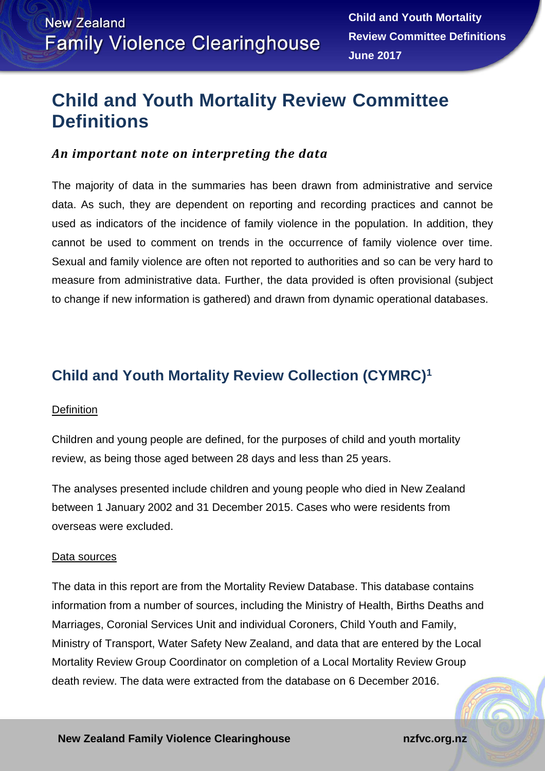# Child and Youth Mortality Review Committee Definitions

### *An important note on interpreting the data*

The majority of data in the summaries has been drawn from administrative and service data. As such, they are dependent on reporting and recording practices and cannot be used as indicators of the incidence of family violence in the population. In addition, they cannot be used to comment on trends in the occurrence of family violence over time. Sexual and family violence are often not reported to authorities and so can be very hard to measure from administrative data. Further, the data provided is often provisional (subject to change if new information is gathered) and drawn from dynamic operational databases.

## Child and Youth Mortality Review Collection (CYMRC)[1]

Definition

Children and young people are defined, for the purposes of child and youth mortality review, as being those aged between 28 days and less than 25 years.

The analyses presented include children and young people who died in New Zealand between 1 January 2002 and 31 December 2015. Cases who were residents from overseas were excluded.

Data sources

The data in this report are from the Mortality Review Database. This database contains information from a number of sources, including the Ministry of Health, Births Deaths and Marriages, Coronial Services Unit and individual Coroners, Child Youth and Family, Ministry of Transport, Water Safety New Zealand, and data that are entered by the Local Mortality Review Group Coordinator on completion of a Local Mortality Review Group death review. The data were extracted from the database on 6 December 2016.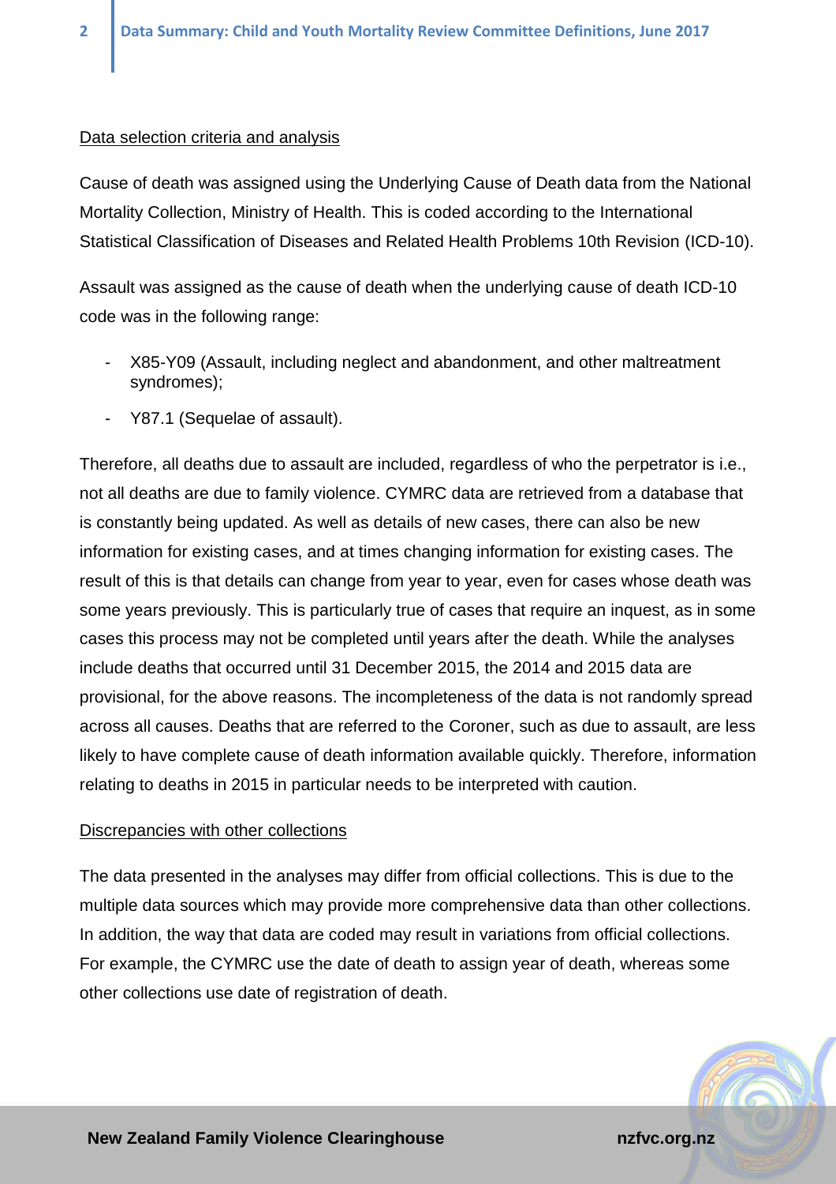## Data selection criteria and analysis

Cause of death was assigned using the Underlying Cause of Death data from the National Mortality Collection, Ministry of Health. This is coded according to the International Statistical Classification of Diseases and Related Health Problems 10th Revision (ICD-10).

Assault was assigned as the cause of death when the underlying cause of death ICD-10 code was in the following range:

- X85-Y09 (Assault, including neglect and abandonment, and other maltreatment syndromes);
- Y87.1 (Sequelae of assault).

Therefore, all deaths due to assault are included, regardless of who the perpetrator is i.e., not all deaths are due to family violence. CYMRC data are retrieved from a database that is constantly being updated. As well as details of new cases, there can also be new information for existing cases, and at times changing information for existing cases. The result of this is that details can change from year to year, even for cases whose death was some years previously. This is particularly true of cases that require an inquest, as in some cases this process may not be completed until years after the death. While the analyses include deaths that occurred until 31 December 2015, the 2014 and 2015 data are provisional, for the above reasons. The incompleteness of the data is not randomly spread across all causes. Deaths that are referred to the Coroner, such as due to assault, are less likely to have complete cause of death information available quickly. Therefore, information relating to deaths in 2015 in particular needs to be interpreted with caution.

## Discrepancies with other collections

The data presented in the analyses may differ from official collections. This is due to the multiple data sources which may provide more comprehensive data than other collections. In addition, the way that data are coded may result in variations from official collections. For example, the CYMRC use the date of death to assign year of death, whereas some other collections use date of registration of death.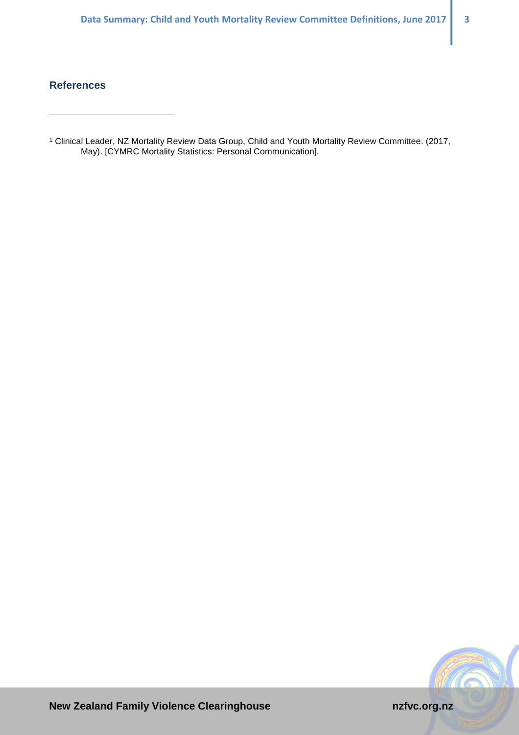## References

[1] Clinical Leader, NZ Mortality Review Data Group, Child and Youth Mortality Review Committee. (2017, May). [CYMRC Mortality Statistics: Personal Communication].